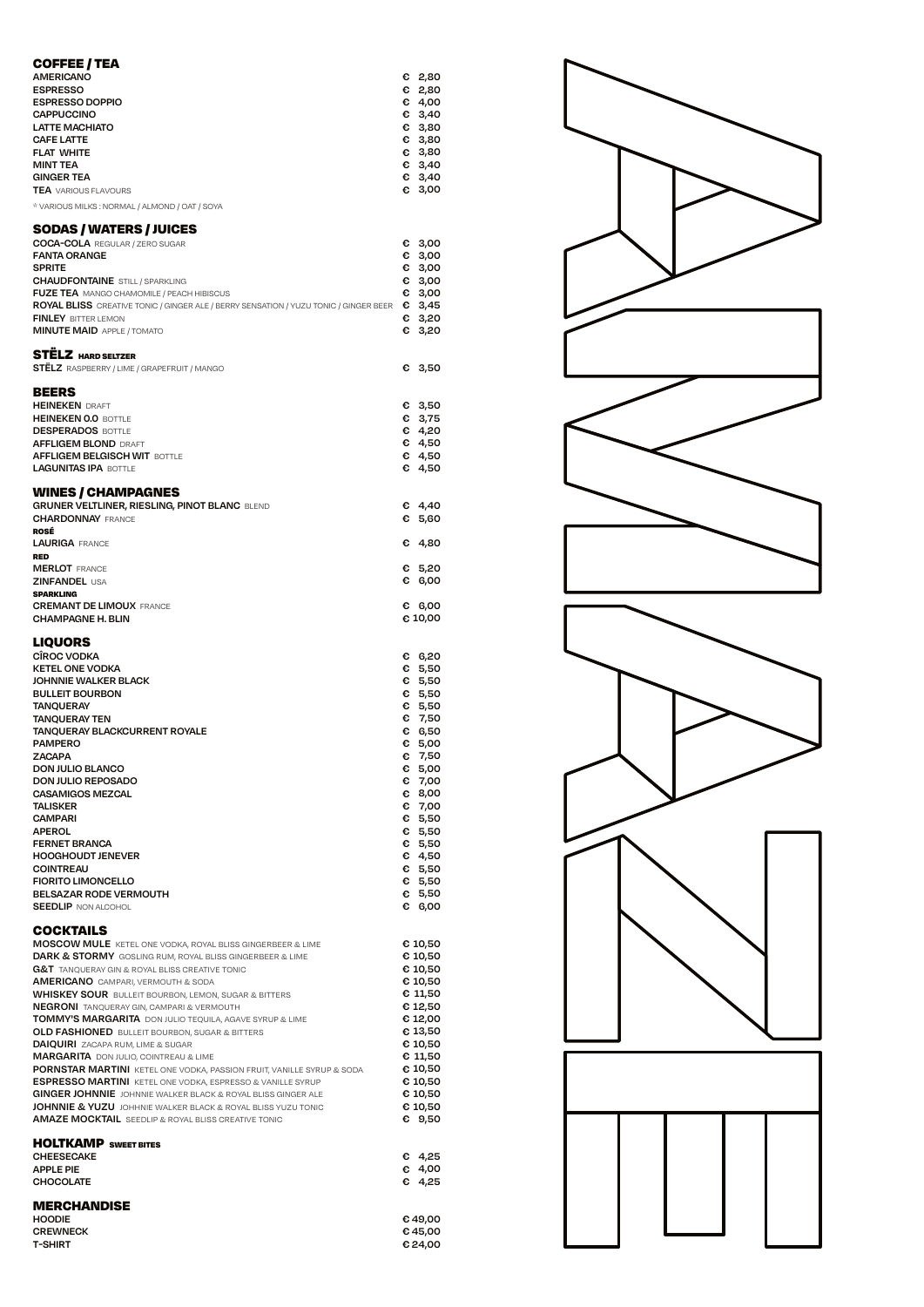## COFFEE / TEA

| | |
|---|---|
| **AMERICANO** | € 2,80 |
| **ESPRESSO** | € 2,80 |
| **ESPRESSO DOPPIO** | € 4,00 |
| **CAPPUCCINO** | € 3,40 |
| **LATTE MACHIATO** | € 3,80 |
| **CAFE LATTE** | € 3,80 |
| **FLAT WHITE** | € 3,80 |
| **MINT TEA** | € 3,40 |
| **GINGER TEA** | € 3,40 |
| **TEA** VARIOUS FLAVOURS | € 3,00 |

* VARIOUS MILKS : NORMAL / ALMOND / OAT / SOYA

## SODAS / WATERS / JUICES

| | |
|---|---|
| **COCA-COLA** REGULAR / ZERO SUGAR | € 3,00 |
| **FANTA ORANGE** | € 3,00 |
| **SPRITE** | € 3,00 |
| **CHAUDFONTAINE** STILL / SPARKLING | € 3,00 |
| **FUZE TEA** MANGO CHAMOMILE / PEACH HIBISCUS | € 3,00 |
| **ROYAL BLISS** CREATIVE TONIC / GINGER ALE / BERRY SENSATION / YUZU TONIC / GINGER BEER | € 3,45 |
| **FINLEY** BITTER LEMON | € 3,20 |
| **MINUTE MAID** APPLE / TOMATO | € 3,20 |

## STËLZ HARD SELTZER

| | |
|---|---|
| **STËLZ** RASPBERRY / LIME / GRAPEFRUIT / MANGO | € 3,50 |

## BEERS

| | |
|---|---|
| **HEINEKEN** DRAFT | € 3,50 |
| **HEINEKEN 0.0** BOTTLE | € 3,75 |
| **DESPERADOS** BOTTLE | € 4,20 |
| **AFFLIGEM BLOND** DRAFT | € 4,50 |
| **AFFLIGEM BELGISCH WIT** BOTTLE | € 4,50 |
| **LAGUNITAS IPA** BOTTLE | € 4,50 |

## WINES / CHAMPAGNES

| | |
|---|---|
| **GRUNER VELTLINER, RIESLING, PINOT BLANC** BLEND | € 4,40 |
| **CHARDONNAY** FRANCE | € 5,60 |
| **ROSÉ** | |
| **LAURIGA** FRANCE | € 4,80 |
| **RED** | |
| **MERLOT** FRANCE | € 5,20 |
| **ZINFANDEL** USA | € 6,00 |
| **SPARKLING** | |
| **CREMANT DE LIMOUX** FRANCE | € 6,00 |
| **CHAMPAGNE H. BLIN** | € 10,00 |

## LIQUORS

| | |
|---|---|
| **CÎROC VODKA** | € 6,20 |
| **KETEL ONE VODKA** | € 5,50 |
| **JOHNNIE WALKER BLACK** | € 5,50 |
| **BULLEIT BOURBON** | € 5,50 |
| **TANQUERAY** | € 5,50 |
| **TANQUERAY TEN** | € 7,50 |
| **TANQUERAY BLACKCURRENT ROYALE** | € 6,50 |
| **PAMPERO** | € 5,00 |
| **ZACAPA** | € 7,50 |
| **DON JULIO BLANCO** | € 5,00 |
| **DON JULIO REPOSADO** | € 7,00 |
| **CASAMIGOS MEZCAL** | € 8,00 |
| **TALISKER** | € 7,00 |
| **CAMPARI** | € 5,50 |
| **APEROL** | € 5,50 |
| **FERNET BRANCA** | € 5,50 |
| **HOOGHOUDT JENEVER** | € 4,50 |
| **COINTREAU** | € 5,50 |
| **FIORITO LIMONCELLO** | € 5,50 |
| **BELSAZAR RODE VERMOUTH** | € 5,50 |
| **SEEDLIP** NON ALCOHOL | € 6,00 |

## COCKTAILS

| | |
|---|---|
| **MOSCOW MULE** KETEL ONE VODKA, ROYAL BLISS GINGERBEER & LIME | € 10,50 |
| **DARK & STORMY** GOSLING RUM, ROYAL BLISS GINGERBEER & LIME | € 10,50 |
| **G&T** TANQUERAY GIN & ROYAL BLISS CREATIVE TONIC | € 10,50 |
| **AMERICANO** CAMPARI, VERMOUTH & SODA | € 10,50 |
| **WHISKEY SOUR** BULLEIT BOURBON, LEMON, SUGAR & BITTERS | € 11,50 |
| **NEGRONI** TANQUERAY GIN, CAMPARI & VERMOUTH | € 12,50 |
| **TOMMY'S MARGARITA** DON JULIO TEQUILA, AGAVE SYRUP & LIME | € 12,00 |
| **OLD FASHIONED** BULLEIT BOURBON, SUGAR & BITTERS | € 13,50 |
| **DAIQUIRI** ZACAPA RUM, LIME & SUGAR | € 10,50 |
| **MARGARITA** DON JULIO, COINTREAU & LIME | € 11,50 |
| **PORNSTAR MARTINI** KETEL ONE VODKA, PASSION FRUIT, VANILLE SYRUP & SODA | € 10,50 |
| **ESPRESSO MARTINI** KETEL ONE VODKA, ESPRESSO & VANILLE SYRUP | € 10,50 |
| **GINGER JOHNNIE** JOHNNIE WALKER BLACK & ROYAL BLISS GINGER ALE | € 10,50 |
| **JOHNNIE & YUZU** JOHNNIE WALKER BLACK & ROYAL BLISS YUZU TONIC | € 10,50 |
| **AMAZE MOCKTAIL** SEEDLIP & ROYAL BLISS CREATIVE TONIC | € 9,50 |

## HOLTKAMP SWEET BITES

| | |
|---|---|
| **CHEESECAKE** | € 4,25 |
| **APPLE PIE** | € 4,00 |
| **CHOCOLATE** | € 4,25 |

## MERCHANDISE

| | |
|---|---|
| **HOODIE** | € 49,00 |
| **CREWNECK** | € 45,00 |
| **T-SHIRT** | € 24,00 |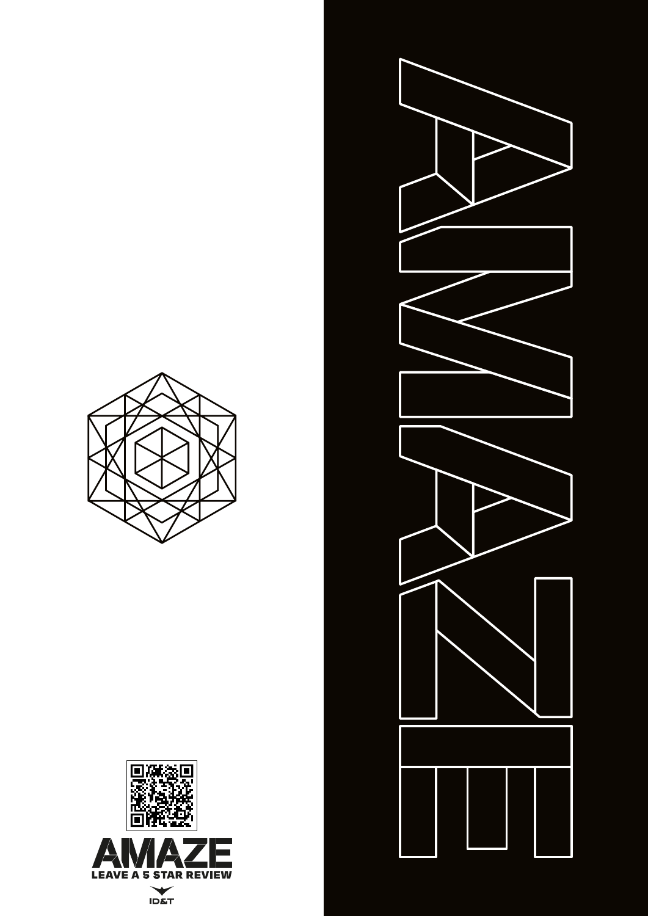AMAZE

AMAZE

LEAVE A 5 STAR REVIEW

ID&T